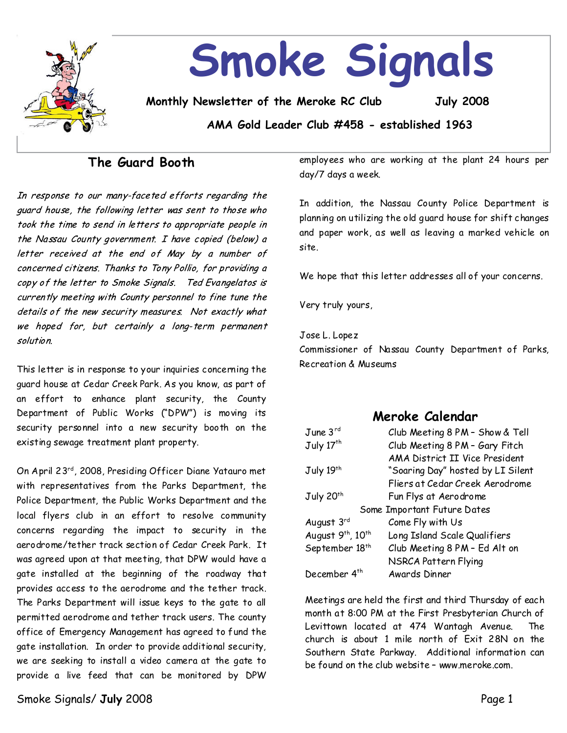# Smoke Signals

**Monthly Newsletter of the Meroke RC Club July 2008**

**AMA Gold Leader Club #458 - established 1963**

## The Guard Booth

*In response to our many-faceted efforts regarding the guard house, the following letter was sent to those who took the time to send in letters to appropriate people in the Nassau County government. I have copied (below) a letter received at the end of May by a number of concerned citizens. Thanks to Tony Pollio, for providing a copy of the letter to Smoke Signals. Ted Evangelatos is currently meeting with County personnel to fine tune the details of the new security measures. Not exactly what we hoped for, but certainly a long-term permanent solution.*

This letter is in response to your inquiries concerning the guard house at Cedar Creek Park. As you know, as part of an effort to enhance plant security, the County Department of Public Works ("DPW") is moving its security personnel into a new security booth on the existing sewage treatment plant property.

On April 23rd, 2008, Presiding Officer Diane Yatauro met with representatives from the Parks Department, the Police Department, the Public Works Department and the local flyers club in an effort to resolve community concerns regarding the impact to security in the aerodrome/tether track section of Cedar Creek Park. It was agreed upon at that meeting, that DPW would have a gate installed at the beginning of the roadway that provides access to the aerodrome and the tether track. The Parks Department will issue keys to the gate to all permitted aerodrome and tether track users. The county office of Emergency Management has agreed to fund the gate installation. In order to provide additional security, we are seeking to install a video camera at the gate to provide a live feed that can be monitored by DPW employees who are working at the plant 24 hours per day/7 days a week.

In addition, the Nassau County Police Department is planning on utilizing the old guard house for shift changes and paper work, as well as leaving a marked vehicle on site.

We hope that this letter addresses all of your concerns.

Very truly yours,

Jose L. Lopez
Commissioner of Nassau County Department of Parks, Recreation & Museums

## Meroke Calendar

| | |
|---|---|
| June 3rd | Club Meeting 8 PM – Show & Tell |
| July 17th | Club Meeting 8 PM – Gary Fitch AMA District II Vice President |
| July 19th | "Soaring Day" hosted by LI Silent Fliers at Cedar Creek Aerodrome |
| July 20th | Fun Flys at Aerodrome |
| Some Important Future Dates | |
| August 3rd | Come Fly with Us |
| August 9th, 10th | Long Island Scale Qualifiers |
| September 18th | Club Meeting 8 PM – Ed Alt on NSRCA Pattern Flying |
| December 4th | Awards Dinner |

Meetings are held the first and third Thursday of each month at 8:00 PM at the First Presbyterian Church of Levittown located at 474 Wantagh Avenue. The church is about 1 mile north of Exit 28N on the Southern State Parkway. Additional information can be found on the club website – www.meroke.com.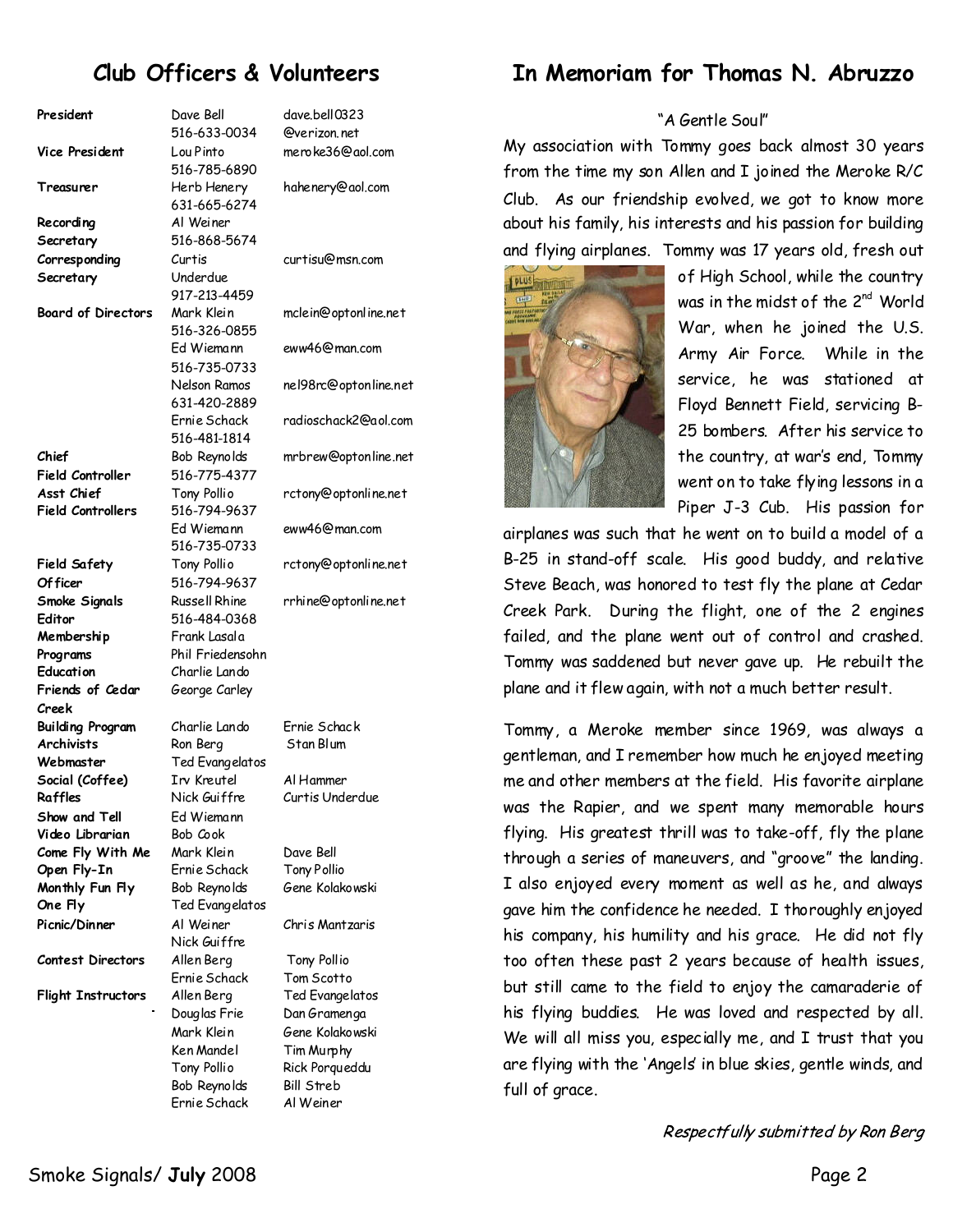## Club Officers & Volunteers

| Role | Name / Phone | Email / Name |
|---|---|---|
| **President** | Dave Bell 516-633-0034 | dave.bell0323@verizon.net |
| **Vice President** | Lou Pinto 516-785-6890 | meroke36@aol.com |
| **Treasurer** | Herb Henery 631-665-6274 | hahenery@aol.com |
| **Recording Secretary** | Al Weiner 516-868-5674 | |
| **Corresponding Secretary** | Curtis Underdue 917-213-4459 | curtisu@msn.com |
| **Board of Directors** | Mark Klein 516-326-0855 | mclein@optonline.net |
| | Ed Wiemann 516-735-0733 | eww46@man.com |
| | Nelson Ramos 631-420-2889 | nel98rc@optonline.net |
| | Ernie Schack 516-481-1814 | radioschack2@aol.com |
| **Chief Field Controller** | Bob Reynolds 516-775-4377 | mrbrew@optonline.net |
| **Asst Chief Field Controllers** | Tony Pollio 516-794-9637 | rctony@optonline.net |
| | Ed Wiemann 516-735-0733 | eww46@man.com |
| **Field Safety Officer** | Tony Pollio 516-794-9637 | rctony@optonline.net |
| **Smoke Signals Editor** | Russell Rhine 516-484-0368 | rrhine@optonline.net |
| **Membership** | Frank Lasala | |
| **Programs** | Phil Friedensohn | |
| **Education** | Charlie Lando | |
| **Friends of Cedar Creek** | George Carley | |
| **Building Program** | Charlie Lando | Ernie Schack |
| **Archivists** | Ron Berg | Stan Blum |
| **Webmaster** | Ted Evangelatos | |
| **Social (Coffee)** | Irv Kreutel | Al Hammer |
| **Raffles** | Nick Guiffre | Curtis Underdue |
| **Show and Tell** | Ed Wiemann | |
| **Video Librarian** | Bob Cook | |
| **Come Fly With Me** | Mark Klein | Dave Bell |
| **Open Fly-In** | Ernie Schack | Tony Pollio |
| **Monthly Fun Fly** | Bob Reynolds | Gene Kolakowski |
| **One Fly** | Ted Evangelatos | |
| **Picnic/Dinner** | Al Weiner | Chris Mantzaris |
| | Nick Guiffre | |
| **Contest Directors** | Allen Berg | Tony Pollio |
| | Ernie Schack | Tom Scotto |
| **Flight Instructors** | Allen Berg | Ted Evangelatos |
| | Douglas Frie | Dan Gramenga |
| | Mark Klein | Gene Kolakowski |
| | Ken Mandel | Tim Murphy |
| | Tony Pollio | Rick Porqueddu |
| | Bob Reynolds | Bill Streb |
| | Ernie Schack | Al Weiner |

## In Memoriam for Thomas N. Abruzzo

"A Gentle Soul"

My association with Tommy goes back almost 30 years from the time my son Allen and I joined the Meroke R/C Club. As our friendship evolved, we got to know more about his family, his interests and his passion for building and flying airplanes. Tommy was 17 years old, fresh out of High School, while the country was in the midst of the 2nd World War, when he joined the U.S. Army Air Force. While in the service, he was stationed at Floyd Bennett Field, servicing B-25 bombers. After his service to the country, at war's end, Tommy went on to take flying lessons in a Piper J-3 Cub. His passion for airplanes was such that he went on to build a model of a B-25 in stand-off scale. His good buddy, and relative Steve Beach, was honored to test fly the plane at Cedar Creek Park. During the flight, one of the 2 engines failed, and the plane went out of control and crashed. Tommy was saddened but never gave up. He rebuilt the plane and it flew again, with not a much better result.

Tommy, a Meroke member since 1969, was always a gentleman, and I remember how much he enjoyed meeting me and other members at the field. His favorite airplane was the Rapier, and we spent many memorable hours flying. His greatest thrill was to take-off, fly the plane through a series of maneuvers, and "groove" the landing. I also enjoyed every moment as well as he, and always gave him the confidence he needed. I thoroughly enjoyed his company, his humility and his grace. He did not fly too often these past 2 years because of health issues, but still came to the field to enjoy the camaraderie of his flying buddies. He was loved and respected by all. We will all miss you, especially me, and I trust that you are flying with the 'Angels' in blue skies, gentle winds, and full of grace.

*Respectfully submitted by Ron Berg*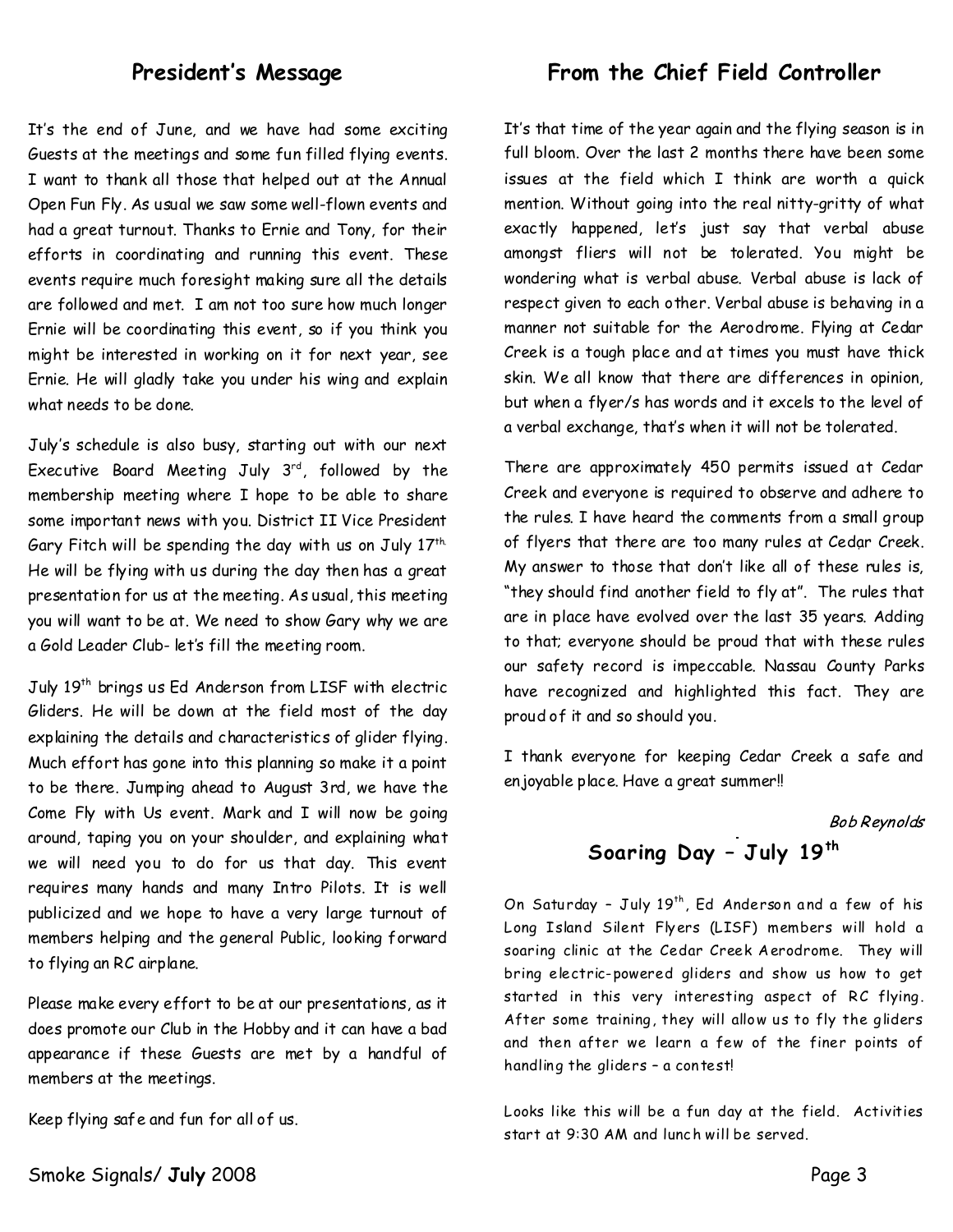## President's Message

It's the end of June, and we have had some exciting Guests at the meetings and some fun filled flying events. I want to thank all those that helped out at the Annual Open Fun Fly. As usual we saw some well-flown events and had a great turnout. Thanks to Ernie and Tony, for their efforts in coordinating and running this event. These events require much foresight making sure all the details are followed and met. I am not too sure how much longer Ernie will be coordinating this event, so if you think you might be interested in working on it for next year, see Ernie. He will gladly take you under his wing and explain what needs to be done.

July's schedule is also busy, starting out with our next Executive Board Meeting July 3rd, followed by the membership meeting where I hope to be able to share some important news with you. District II Vice President Gary Fitch will be spending the day with us on July 17th. He will be flying with us during the day then has a great presentation for us at the meeting. As usual, this meeting you will want to be at. We need to show Gary why we are a Gold Leader Club- let's fill the meeting room.

July 19th brings us Ed Anderson from LISF with electric Gliders. He will be down at the field most of the day explaining the details and characteristics of glider flying. Much effort has gone into this planning so make it a point to be there. Jumping ahead to August 3rd, we have the Come Fly with Us event. Mark and I will now be going around, taping you on your shoulder, and explaining what we will need you to do for us that day. This event requires many hands and many Intro Pilots. It is well publicized and we hope to have a very large turnout of members helping and the general Public, looking forward to flying an RC airplane.

Please make every effort to be at our presentations, as it does promote our Club in the Hobby and it can have a bad appearance if these Guests are met by a handful of members at the meetings.

Keep flying safe and fun for all of us.

## From the Chief Field Controller

It's that time of the year again and the flying season is in full bloom. Over the last 2 months there have been some issues at the field which I think are worth a quick mention. Without going into the real nitty-gritty of what exactly happened, let's just say that verbal abuse amongst fliers will not be tolerated. You might be wondering what is verbal abuse. Verbal abuse is lack of respect given to each other. Verbal abuse is behaving in a manner not suitable for the Aerodrome. Flying at Cedar Creek is a tough place and at times you must have thick skin. We all know that there are differences in opinion, but when a flyer/s has words and it excels to the level of a verbal exchange, that's when it will not be tolerated.

There are approximately 450 permits issued at Cedar Creek and everyone is required to observe and adhere to the rules. I have heard the comments from a small group of flyers that there are too many rules at Cedar Creek. My answer to those that don't like all of these rules is, "they should find another field to fly at". The rules that are in place have evolved over the last 35 years. Adding to that; everyone should be proud that with these rules our safety record is impeccable. Nassau County Parks have recognized and highlighted this fact. They are proud of it and so should you.

I thank everyone for keeping Cedar Creek a safe and enjoyable place. Have a great summer!!

*Bob Reynolds*

## Soaring Day – July 19th

On Saturday – July 19th, Ed Anderson and a few of his Long Island Silent Flyers (LISF) members will hold a soaring clinic at the Cedar Creek Aerodrome. They will bring electric-powered gliders and show us how to get started in this very interesting aspect of RC flying. After some training, they will allow us to fly the gliders and then after we learn a few of the finer points of handling the gliders – a contest!

Looks like this will be a fun day at the field. Activities start at 9:30 AM and lunch will be served.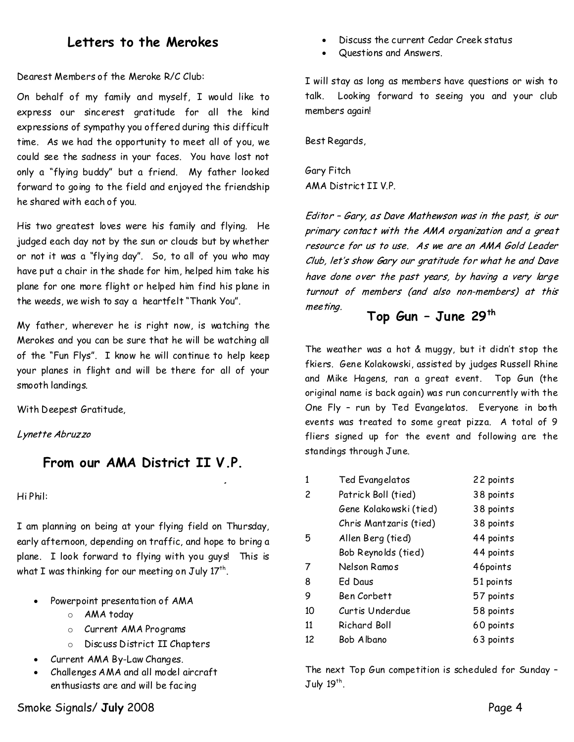## Letters to the Merokes

Dearest Members of the Meroke R/C Club:

On behalf of my family and myself, I would like to express our sincerest gratitude for all the kind expressions of sympathy you offered during this difficult time. As we had the opportunity to meet all of you, we could see the sadness in your faces. You have lost not only a "flying buddy" but a friend. My father looked forward to going to the field and enjoyed the friendship he shared with each of you.

His two greatest loves were his family and flying. He judged each day not by the sun or clouds but by whether or not it was a "flying day". So, to all of you who may have put a chair in the shade for him, helped him take his plane for one more flight or helped him find his plane in the weeds, we wish to say a heartfelt "Thank You".

My father, wherever he is right now, is watching the Merokes and you can be sure that he will be watching all of the "Fun Flys". I know he will continue to help keep your planes in flight and will be there for all of your smooth landings.

With Deepest Gratitude,

*Lynette Abruzzo*

## From our AMA District II V.P.

Hi Phil:

I am planning on being at your flying field on Thursday, early afternoon, depending on traffic, and hope to bring a plane. I look forward to flying with you guys! This is what I was thinking for our meeting on July 17th.

- Powerpoint presentation of AMA
  - AMA today
  - Current AMA Programs
  - Discuss District II Chapters
- Current AMA By-Law Changes.
- Challenges AMA and all model aircraft enthusiasts are and will be facing
- Discuss the current Cedar Creek status
- Questions and Answers.

I will stay as long as members have questions or wish to talk. Looking forward to seeing you and your club members again!

Best Regards,

Gary Fitch
AMA District II V.P.

*Editor – Gary, as Dave Mathewson was in the past, is our primary contact with the AMA organization and a great resource for us to use. As we are an AMA Gold Leader Club, let's show Gary our gratitude for what he and Dave have done over the past years, by having a very large turnout of members (and also non-members) at this meeting.*

## Top Gun – June 29th

The weather was a hot & muggy, but it didn't stop the fkiers. Gene Kolakowski, assisted by judges Russell Rhine and Mike Hagens, ran a great event. Top Gun (the original name is back again) was run concurrently with the One Fly – run by Ted Evangelatos. Everyone in both events was treated to some great pizza. A total of 9 fliers signed up for the event and following are the standings through June.

| | | |
|---|---|---|
| 1 | Ted Evangelatos | 22 points |
| 2 | Patrick Boll (tied) | 38 points |
| | Gene Kolakowski (tied) | 38 points |
| | Chris Mantzaris (tied) | 38 points |
| 5 | Allen Berg (tied) | 44 points |
| | Bob Reynolds (tied) | 44 points |
| 7 | Nelson Ramos | 46points |
| 8 | Ed Daus | 51 points |
| 9 | Ben Corbett | 57 points |
| 10 | Curtis Underdue | 58 points |
| 11 | Richard Boll | 60 points |
| 12 | Bob Albano | 63 points |

The next Top Gun competition is scheduled for Sunday – July 19th.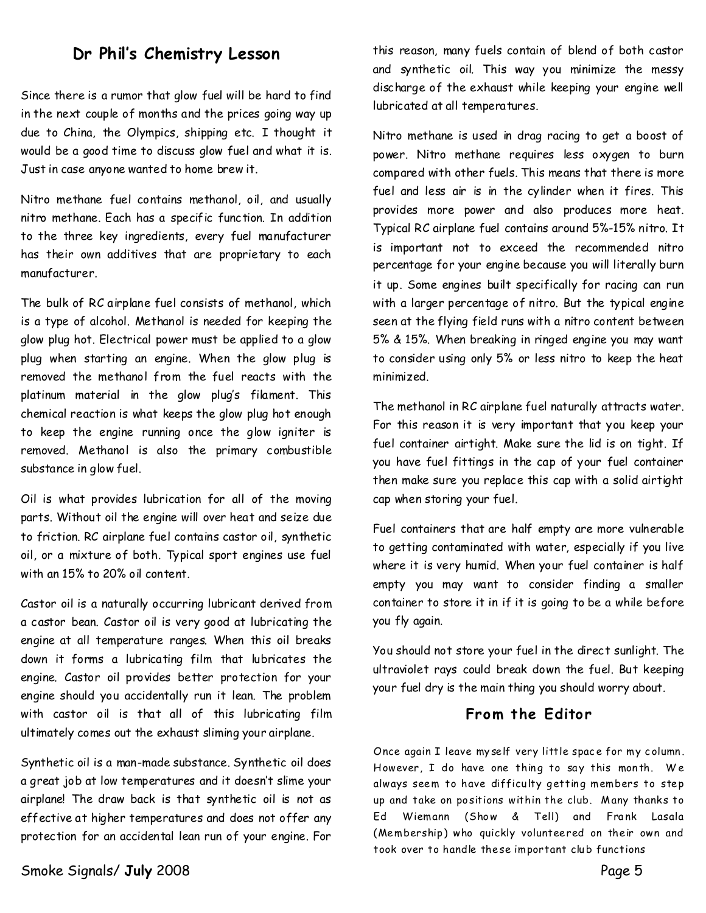## Dr Phil's Chemistry Lesson

Since there is a rumor that glow fuel will be hard to find in the next couple of months and the prices going way up due to China, the Olympics, shipping etc. I thought it would be a good time to discuss glow fuel and what it is. Just in case anyone wanted to home brew it.

Nitro methane fuel contains methanol, oil, and usually nitro methane. Each has a specific function. In addition to the three key ingredients, every fuel manufacturer has their own additives that are proprietary to each manufacturer.

The bulk of RC airplane fuel consists of methanol, which is a type of alcohol. Methanol is needed for keeping the glow plug hot. Electrical power must be applied to a glow plug when starting an engine. When the glow plug is removed the methanol from the fuel reacts with the platinum material in the glow plug's filament. This chemical reaction is what keeps the glow plug hot enough to keep the engine running once the glow igniter is removed. Methanol is also the primary combustible substance in glow fuel.

Oil is what provides lubrication for all of the moving parts. Without oil the engine will over heat and seize due to friction. RC airplane fuel contains castor oil, synthetic oil, or a mixture of both. Typical sport engines use fuel with an 15% to 20% oil content.

Castor oil is a naturally occurring lubricant derived from a castor bean. Castor oil is very good at lubricating the engine at all temperature ranges. When this oil breaks down it forms a lubricating film that lubricates the engine. Castor oil provides better protection for your engine should you accidentally run it lean. The problem with castor oil is that all of this lubricating film ultimately comes out the exhaust sliming your airplane.

Synthetic oil is a man-made substance. Synthetic oil does a great job at low temperatures and it doesn't slime your airplane! The draw back is that synthetic oil is not as effective at higher temperatures and does not offer any protection for an accidental lean run of your engine. For this reason, many fuels contain of blend of both castor and synthetic oil. This way you minimize the messy discharge of the exhaust while keeping your engine well lubricated at all temperatures.

Nitro methane is used in drag racing to get a boost of power. Nitro methane requires less oxygen to burn compared with other fuels. This means that there is more fuel and less air is in the cylinder when it fires. This provides more power and also produces more heat. Typical RC airplane fuel contains around 5%-15% nitro. It is important not to exceed the recommended nitro percentage for your engine because you will literally burn it up. Some engines built specifically for racing can run with a larger percentage of nitro. But the typical engine seen at the flying field runs with a nitro content between 5% & 15%. When breaking in ringed engine you may want to consider using only 5% or less nitro to keep the heat minimized.

The methanol in RC airplane fuel naturally attracts water. For this reason it is very important that you keep your fuel container airtight. Make sure the lid is on tight. If you have fuel fittings in the cap of your fuel container then make sure you replace this cap with a solid airtight cap when storing your fuel.

Fuel containers that are half empty are more vulnerable to getting contaminated with water, especially if you live where it is very humid. When your fuel container is half empty you may want to consider finding a smaller container to store it in if it is going to be a while before you fly again.

You should not store your fuel in the direct sunlight. The ultraviolet rays could break down the fuel. But keeping your fuel dry is the main thing you should worry about.

## From the Editor

Once again I leave myself very little space for my column. However, I do have one thing to say this month. We always seem to have difficulty getting members to step up and take on positions within the club. Many thanks to Ed Wiemann (Show & Tell) and Frank Lasala (Membership) who quickly volunteered on their own and took over to handle these important club functions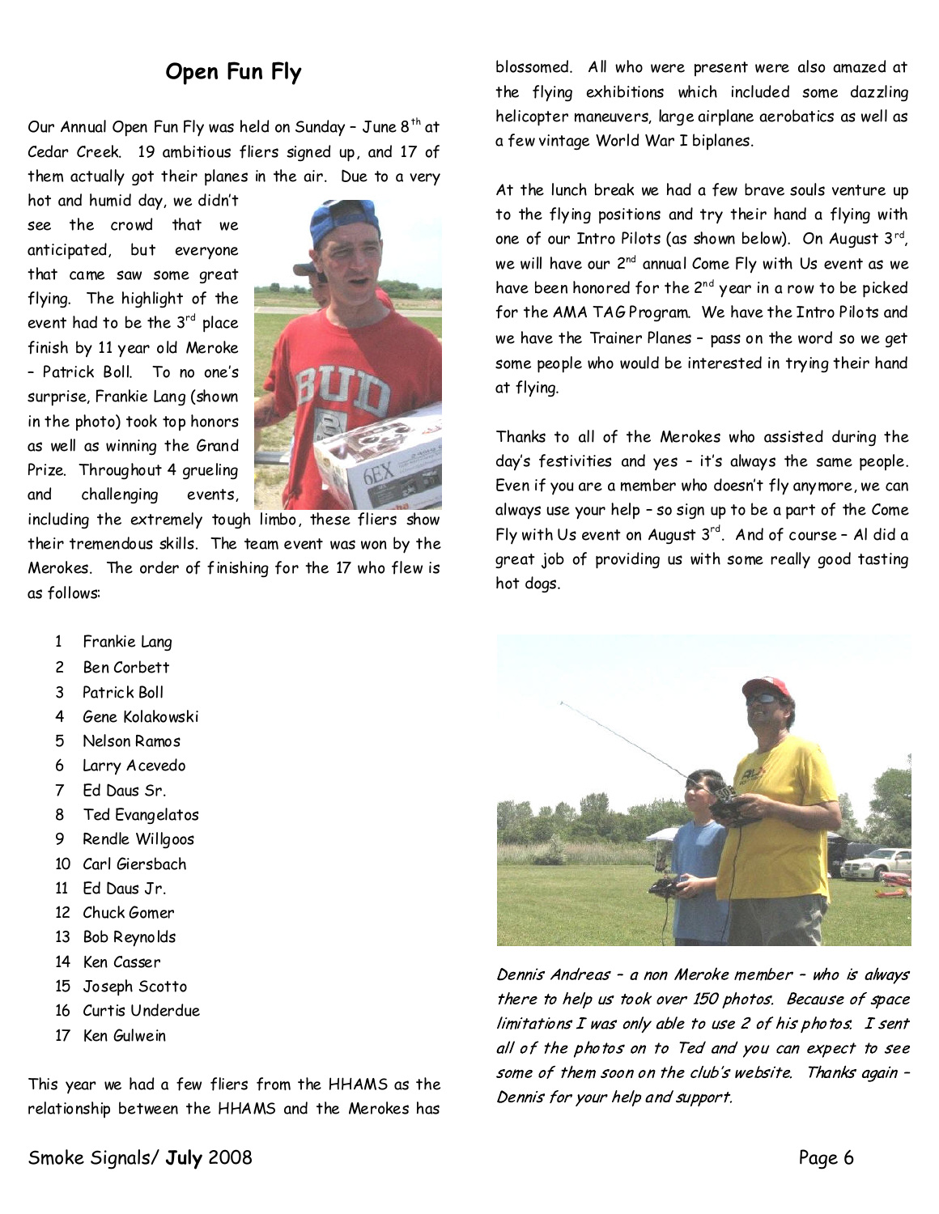## Open Fun Fly

Our Annual Open Fun Fly was held on Sunday – June 8th at Cedar Creek. 19 ambitious fliers signed up, and 17 of them actually got their planes in the air. Due to a very hot and humid day, we didn't see the crowd that we anticipated, but everyone that came saw some great flying. The highlight of the event had to be the 3rd place finish by 11 year old Meroke – Patrick Boll. To no one's surprise, Frankie Lang (shown in the photo) took top honors as well as winning the Grand Prize. Throughout 4 grueling and challenging events, including the extremely tough limbo, these fliers show their tremendous skills. The team event was won by the Merokes. The order of finishing for the 17 who flew is as follows:

1. Frankie Lang
2. Ben Corbett
3. Patrick Boll
4. Gene Kolakowski
5. Nelson Ramos
6. Larry Acevedo
7. Ed Daus Sr.
8. Ted Evangelatos
9. Rendle Willgoos
10. Carl Giersbach
11. Ed Daus Jr.
12. Chuck Gomer
13. Bob Reynolds
14. Ken Casser
15. Joseph Scotto
16. Curtis Underdue
17. Ken Gulwein

This year we had a few fliers from the HHAMS as the relationship between the HHAMS and the Merokes has blossomed. All who were present were also amazed at the flying exhibitions which included some dazzling helicopter maneuvers, large airplane aerobatics as well as a few vintage World War I biplanes.

At the lunch break we had a few brave souls venture up to the flying positions and try their hand a flying with one of our Intro Pilots (as shown below). On August 3rd, we will have our 2nd annual Come Fly with Us event as we have been honored for the 2nd year in a row to be picked for the AMA TAG Program. We have the Intro Pilots and we have the Trainer Planes – pass on the word so we get some people who would be interested in trying their hand at flying.

Thanks to all of the Merokes who assisted during the day's festivities and yes – it's always the same people. Even if you are a member who doesn't fly anymore, we can always use your help – so sign up to be a part of the Come Fly with Us event on August 3rd. And of course – Al did a great job of providing us with some really good tasting hot dogs.

*Dennis Andreas – a non Meroke member – who is always there to help us took over 150 photos. Because of space limitations I was only able to use 2 of his photos. I sent all of the photos on to Ted and you can expect to see some of them soon on the club's website. Thanks again – Dennis for your help and support.*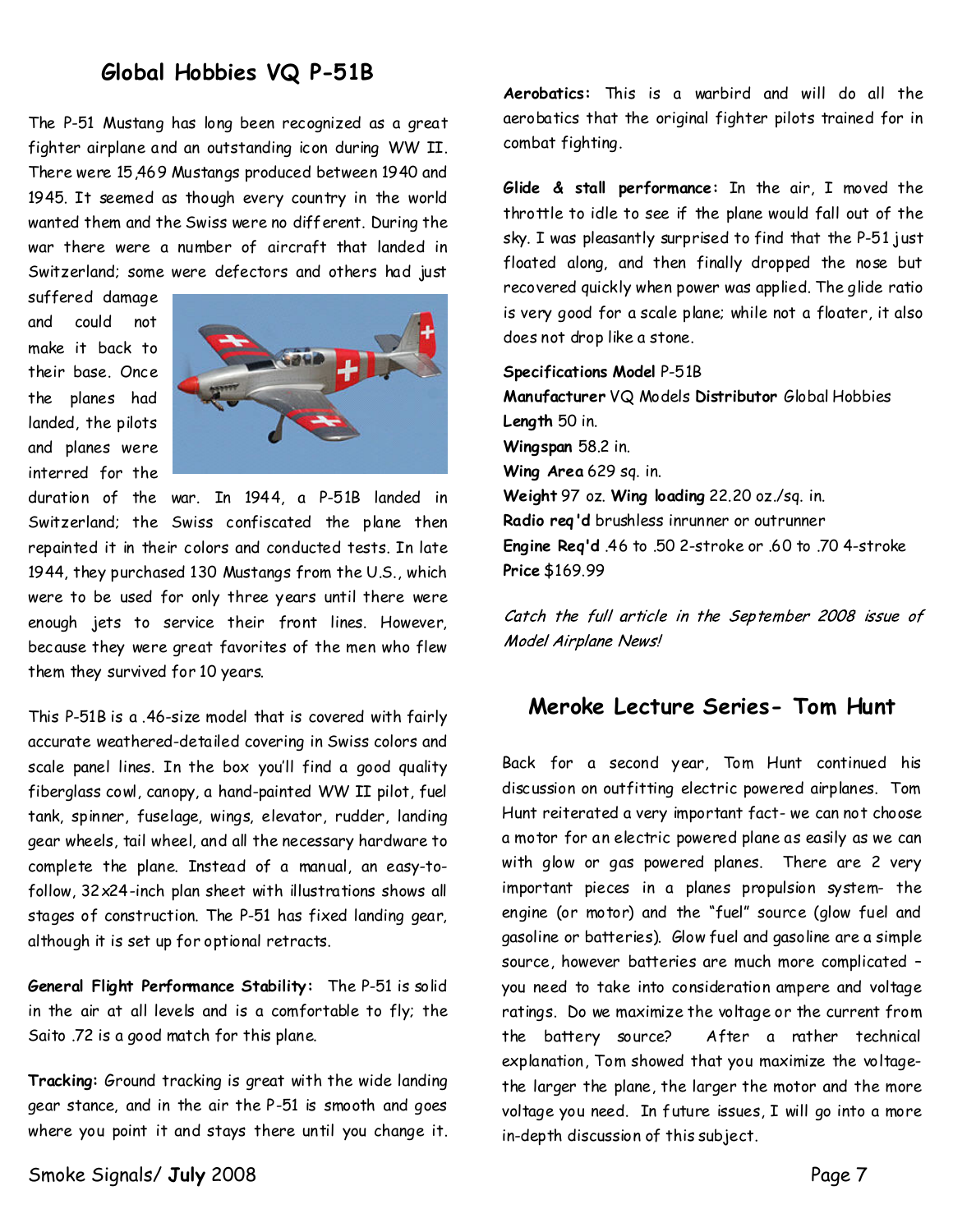## Global Hobbies VQ P-51B

The P-51 Mustang has long been recognized as a great fighter airplane and an outstanding icon during WW II. There were 15,469 Mustangs produced between 1940 and 1945. It seemed as though every country in the world wanted them and the Swiss were no different. During the war there were a number of aircraft that landed in Switzerland; some were defectors and others had just suffered damage and could not make it back to their base. Once the planes had landed, the pilots and planes were interred for the duration of the war. In 1944, a P-51B landed in Switzerland; the Swiss confiscated the plane then repainted it in their colors and conducted tests. In late 1944, they purchased 130 Mustangs from the U.S., which were to be used for only three years until there were enough jets to service their front lines. However, because they were great favorites of the men who flew them they survived for 10 years.

This P-51B is a .46-size model that is covered with fairly accurate weathered-detailed covering in Swiss colors and scale panel lines. In the box you'll find a good quality fiberglass cowl, canopy, a hand-painted WW II pilot, fuel tank, spinner, fuselage, wings, elevator, rudder, landing gear wheels, tail wheel, and all the necessary hardware to complete the plane. Instead of a manual, an easy-to-follow, 32x24-inch plan sheet with illustrations shows all stages of construction. The P-51 has fixed landing gear, although it is set up for optional retracts.

**General Flight Performance Stability:** The P-51 is solid in the air at all levels and is a comfortable to fly; the Saito .72 is a good match for this plane.

**Tracking:** Ground tracking is great with the wide landing gear stance, and in the air the P-51 is smooth and goes where you point it and stays there until you change it.

**Aerobatics:** This is a warbird and will do all the aerobatics that the original fighter pilots trained for in combat fighting.

**Glide & stall performance:** In the air, I moved the throttle to idle to see if the plane would fall out of the sky. I was pleasantly surprised to find that the P-51 just floated along, and then finally dropped the nose but recovered quickly when power was applied. The glide ratio is very good for a scale plane; while not a floater, it also does not drop like a stone.

**Specifications Model** P-51B
**Manufacturer** VQ Models **Distributor** Global Hobbies
**Length** 50 in.
**Wingspan** 58.2 in.
**Wing Area** 629 sq. in.
**Weight** 97 oz. **Wing loading** 22.20 oz./sq. in.
**Radio req'd** brushless inrunner or outrunner
**Engine Req'd** .46 to .50 2-stroke or .60 to .70 4-stroke
**Price** $169.99

*Catch the full article in the September 2008 issue of Model Airplane News!*

## Meroke Lecture Series- Tom Hunt

Back for a second year, Tom Hunt continued his discussion on outfitting electric powered airplanes. Tom Hunt reiterated a very important fact- we can not choose a motor for an electric powered plane as easily as we can with glow or gas powered planes. There are 2 very important pieces in a planes propulsion system- the engine (or motor) and the "fuel" source (glow fuel and gasoline or batteries). Glow fuel and gasoline are a simple source, however batteries are much more complicated – you need to take into consideration ampere and voltage ratings. Do we maximize the voltage or the current from the battery source? After a rather technical explanation, Tom showed that you maximize the voltage- the larger the plane, the larger the motor and the more voltage you need. In future issues, I will go into a more in-depth discussion of this subject.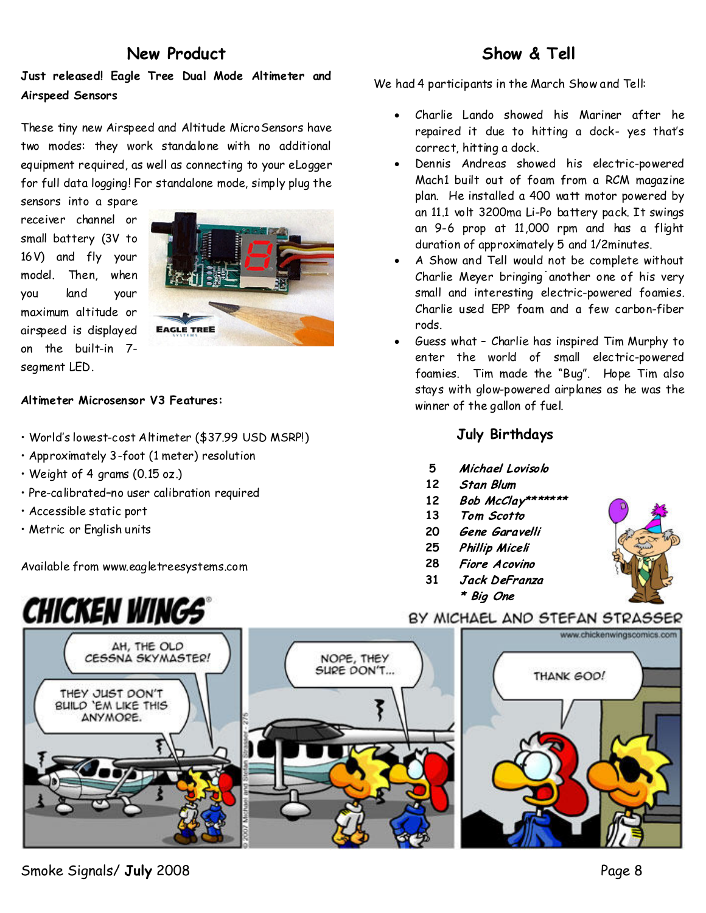## New Product

**Just released! Eagle Tree Dual Mode Altimeter and Airspeed Sensors**

These tiny new Airspeed and Altitude MicroSensors have two modes: they work standalone with no additional equipment required, as well as connecting to your eLogger for full data logging! For standalone mode, simply plug the sensors into a spare receiver channel or small battery (3V to 16V) and fly your model. Then, when you land your maximum altitude or airspeed is displayed on the built-in 7-segment LED.

**Altimeter Microsensor V3 Features:**

- World's lowest-cost Altimeter ($37.99 USD MSRP!)
- Approximately 3-foot (1 meter) resolution
- Weight of 4 grams (0.15 oz.)
- Pre-calibrated–no user calibration required
- Accessible static port
- Metric or English units

Available from www.eagletreesystems.com

## Show & Tell

We had 4 participants in the March Show and Tell:

- Charlie Lando showed his Mariner after he repaired it due to hitting a dock- yes that's correct, hitting a dock.
- Dennis Andreas showed his electric-powered Mach1 built out of foam from a RCM magazine plan. He installed a 400 watt motor powered by an 11.1 volt 3200ma Li-Po battery pack. It swings an 9-6 prop at 11,000 rpm and has a flight duration of approximately 5 and 1/2minutes.
- A Show and Tell would not be complete without Charlie Meyer bringing another one of his very small and interesting electric-powered foamies. Charlie used EPP foam and a few carbon-fiber rods.
- Guess what – Charlie has inspired Tim Murphy to enter the world of small electric-powered foamies. Tim made the "Bug". Hope Tim also stays with glow-powered airplanes as he was the winner of the gallon of fuel.

## July Birthdays

| | |
|---|---|
| 5 | *Michael Lovisolo* |
| 12 | *Stan Blum* |
| 12 | *Bob McClay********* |
| 13 | *Tom Scotto* |
| 20 | *Gene Garavelli* |
| 25 | *Phillip Miceli* |
| 28 | *Fiore Acovino* |
| 31 | *Jack DeFranza* |
| | *\* Big One* |